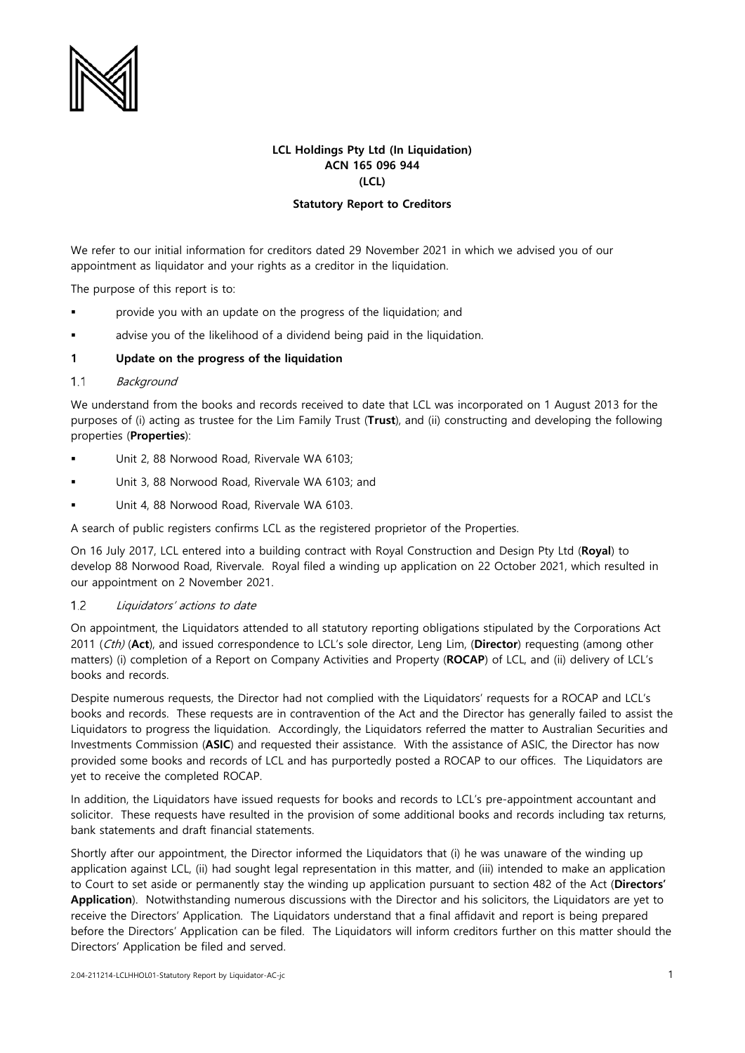**LCL Holdings Pty Ltd (In Liquidation)**
**ACN 165 096 944**
**(LCL)**

**Statutory Report to Creditors**

We refer to our initial information for creditors dated 29 November 2021 in which we advised you of our appointment as liquidator and your rights as a creditor in the liquidation.

The purpose of this report is to:

- provide you with an update on the progress of the liquidation; and
- advise you of the likelihood of a dividend being paid in the liquidation.

## 1 Update on the progress of the liquidation

### 1.1 *Background*

We understand from the books and records received to date that LCL was incorporated on 1 August 2013 for the purposes of (i) acting as trustee for the Lim Family Trust (**Trust**), and (ii) constructing and developing the following properties (**Properties**):

- Unit 2, 88 Norwood Road, Rivervale WA 6103;
- Unit 3, 88 Norwood Road, Rivervale WA 6103; and
- Unit 4, 88 Norwood Road, Rivervale WA 6103.

A search of public registers confirms LCL as the registered proprietor of the Properties.

On 16 July 2017, LCL entered into a building contract with Royal Construction and Design Pty Ltd (**Royal**) to develop 88 Norwood Road, Rivervale. Royal filed a winding up application on 22 October 2021, which resulted in our appointment on 2 November 2021.

### 1.2 *Liquidators' actions to date*

On appointment, the Liquidators attended to all statutory reporting obligations stipulated by the Corporations Act 2011 (*Cth*) (**Act**), and issued correspondence to LCL's sole director, Leng Lim, (**Director**) requesting (among other matters) (i) completion of a Report on Company Activities and Property (**ROCAP**) of LCL, and (ii) delivery of LCL's books and records.

Despite numerous requests, the Director had not complied with the Liquidators' requests for a ROCAP and LCL's books and records. These requests are in contravention of the Act and the Director has generally failed to assist the Liquidators to progress the liquidation. Accordingly, the Liquidators referred the matter to Australian Securities and Investments Commission (**ASIC**) and requested their assistance. With the assistance of ASIC, the Director has now provided some books and records of LCL and has purportedly posted a ROCAP to our offices. The Liquidators are yet to receive the completed ROCAP.

In addition, the Liquidators have issued requests for books and records to LCL's pre-appointment accountant and solicitor. These requests have resulted in the provision of some additional books and records including tax returns, bank statements and draft financial statements.

Shortly after our appointment, the Director informed the Liquidators that (i) he was unaware of the winding up application against LCL, (ii) had sought legal representation in this matter, and (iii) intended to make an application to Court to set aside or permanently stay the winding up application pursuant to section 482 of the Act (**Directors' Application**). Notwithstanding numerous discussions with the Director and his solicitors, the Liquidators are yet to receive the Directors' Application. The Liquidators understand that a final affidavit and report is being prepared before the Directors' Application can be filed. The Liquidators will inform creditors further on this matter should the Directors' Application be filed and served.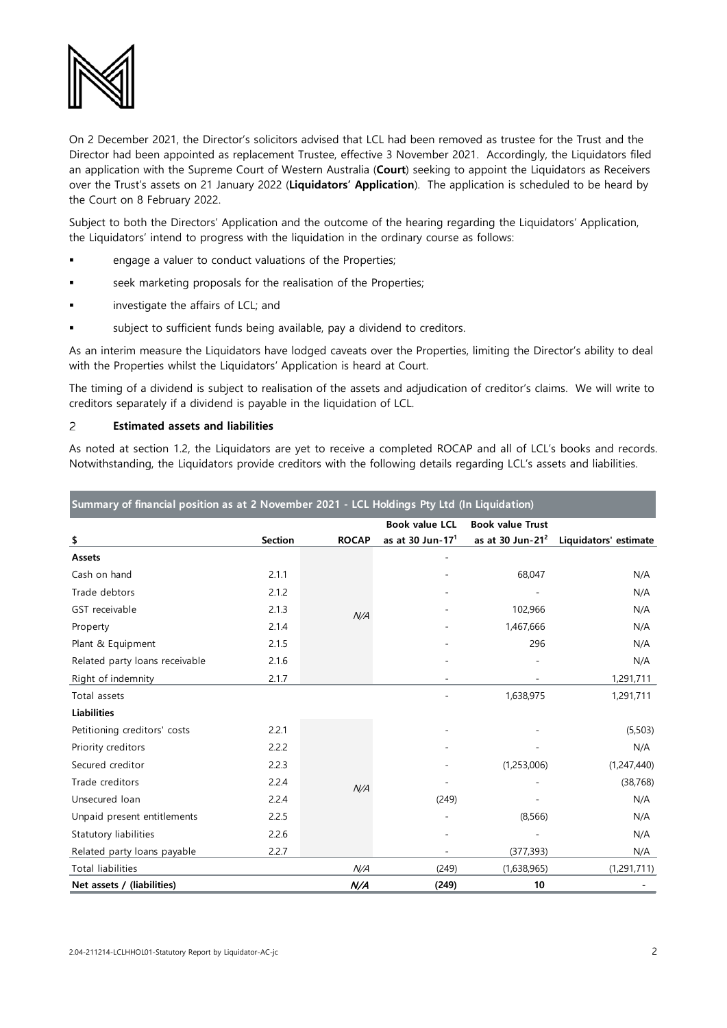On 2 December 2021, the Director's solicitors advised that LCL had been removed as trustee for the Trust and the Director had been appointed as replacement Trustee, effective 3 November 2021. Accordingly, the Liquidators filed an application with the Supreme Court of Western Australia (**Court**) seeking to appoint the Liquidators as Receivers over the Trust's assets on 21 January 2022 (**Liquidators' Application**). The application is scheduled to be heard by the Court on 8 February 2022.

Subject to both the Directors' Application and the outcome of the hearing regarding the Liquidators' Application, the Liquidators' intend to progress with the liquidation in the ordinary course as follows:

- engage a valuer to conduct valuations of the Properties;
- seek marketing proposals for the realisation of the Properties;
- investigate the affairs of LCL; and
- subject to sufficient funds being available, pay a dividend to creditors.

As an interim measure the Liquidators have lodged caveats over the Properties, limiting the Director's ability to deal with the Properties whilst the Liquidators' Application is heard at Court.

The timing of a dividend is subject to realisation of the assets and adjudication of creditor's claims. We will write to creditors separately if a dividend is payable in the liquidation of LCL.

## 2 Estimated assets and liabilities

As noted at section 1.2, the Liquidators are yet to receive a completed ROCAP and all of LCL's books and records. Notwithstanding, the Liquidators provide creditors with the following details regarding LCL's assets and liabilities.

**Summary of financial position as at 2 November 2021 - LCL Holdings Pty Ltd (In Liquidation)**

| $ | Section | ROCAP | Book value LCL as at 30 Jun-17[1] | Book value Trust as at 30 Jun-21[2] | Liquidators' estimate |
|---|---|---|---|---|---|
| **Assets** | | | - | | |
| Cash on hand | 2.1.1 | N/A | - | 68,047 | N/A |
| Trade debtors | 2.1.2 | | - | - | N/A |
| GST receivable | 2.1.3 | | - | 102,966 | N/A |
| Property | 2.1.4 | | - | 1,467,666 | N/A |
| Plant & Equipment | 2.1.5 | | - | 296 | N/A |
| Related party loans receivable | 2.1.6 | | - | - | N/A |
| Right of indemnity | 2.1.7 | | - | - | 1,291,711 |
| Total assets | | | - | 1,638,975 | 1,291,711 |
| **Liabilities** | | | | | |
| Petitioning creditors' costs | 2.2.1 | N/A | - | - | (5,503) |
| Priority creditors | 2.2.2 | | - | - | N/A |
| Secured creditor | 2.2.3 | | - | (1,253,006) | (1,247,440) |
| Trade creditors | 2.2.4 | | - | - | (38,768) |
| Unsecured loan | 2.2.4 | | (249) | - | N/A |
| Unpaid present entitlements | 2.2.5 | | - | (8,566) | N/A |
| Statutory liabilities | 2.2.6 | | - | - | N/A |
| Related party loans payable | 2.2.7 | | - | (377,393) | N/A |
| Total liabilities | | N/A | (249) | (1,638,965) | (1,291,711) |
| **Net assets / (liabilities)** | | **N/A** | **(249)** | **10** | **-** |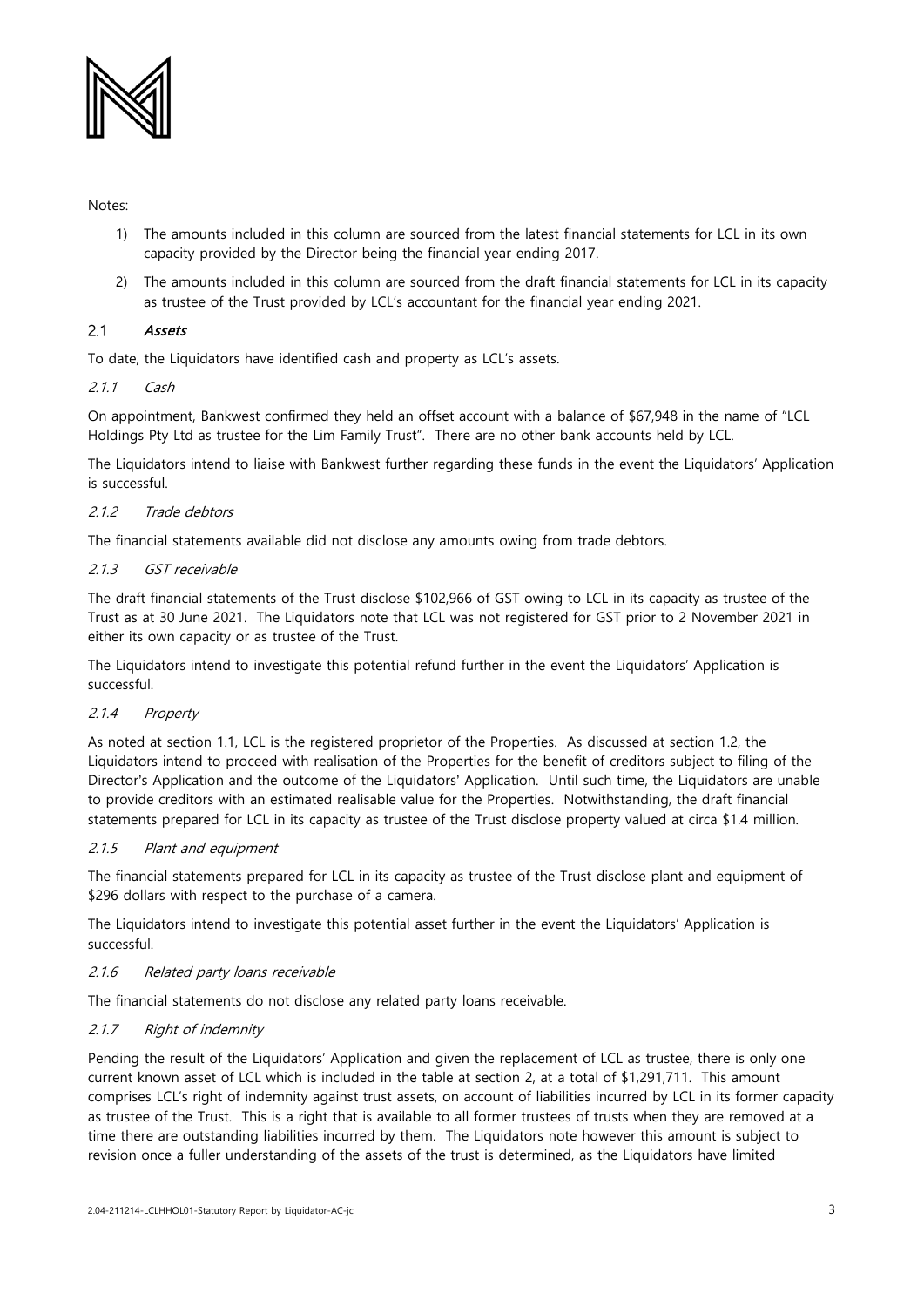Notes:

1) The amounts included in this column are sourced from the latest financial statements for LCL in its own capacity provided by the Director being the financial year ending 2017.
2) The amounts included in this column are sourced from the draft financial statements for LCL in its capacity as trustee of the Trust provided by LCL's accountant for the financial year ending 2021.

## 2.1 ***Assets***

To date, the Liquidators have identified cash and property as LCL's assets.

### *2.1.1 Cash*

On appointment, Bankwest confirmed they held an offset account with a balance of $67,948 in the name of "LCL Holdings Pty Ltd as trustee for the Lim Family Trust". There are no other bank accounts held by LCL.

The Liquidators intend to liaise with Bankwest further regarding these funds in the event the Liquidators' Application is successful.

### *2.1.2 Trade debtors*

The financial statements available did not disclose any amounts owing from trade debtors.

### *2.1.3 GST receivable*

The draft financial statements of the Trust disclose $102,966 of GST owing to LCL in its capacity as trustee of the Trust as at 30 June 2021. The Liquidators note that LCL was not registered for GST prior to 2 November 2021 in either its own capacity or as trustee of the Trust.

The Liquidators intend to investigate this potential refund further in the event the Liquidators' Application is successful.

### *2.1.4 Property*

As noted at section 1.1, LCL is the registered proprietor of the Properties. As discussed at section 1.2, the Liquidators intend to proceed with realisation of the Properties for the benefit of creditors subject to filing of the Director's Application and the outcome of the Liquidators' Application. Until such time, the Liquidators are unable to provide creditors with an estimated realisable value for the Properties. Notwithstanding, the draft financial statements prepared for LCL in its capacity as trustee of the Trust disclose property valued at circa $1.4 million.

### *2.1.5 Plant and equipment*

The financial statements prepared for LCL in its capacity as trustee of the Trust disclose plant and equipment of $296 dollars with respect to the purchase of a camera.

The Liquidators intend to investigate this potential asset further in the event the Liquidators' Application is successful.

### *2.1.6 Related party loans receivable*

The financial statements do not disclose any related party loans receivable.

### *2.1.7 Right of indemnity*

Pending the result of the Liquidators' Application and given the replacement of LCL as trustee, there is only one current known asset of LCL which is included in the table at section 2, at a total of $1,291,711. This amount comprises LCL's right of indemnity against trust assets, on account of liabilities incurred by LCL in its former capacity as trustee of the Trust. This is a right that is available to all former trustees of trusts when they are removed at a time there are outstanding liabilities incurred by them. The Liquidators note however this amount is subject to revision once a fuller understanding of the assets of the trust is determined, as the Liquidators have limited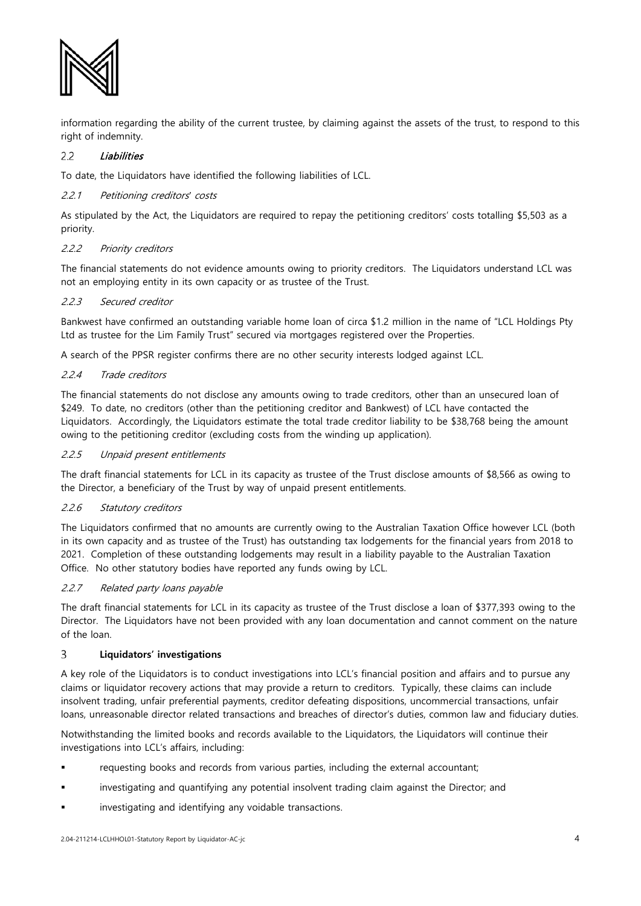information regarding the ability of the current trustee, by claiming against the assets of the trust, to respond to this right of indemnity.

## 2.2 *Liabilities*

To date, the Liquidators have identified the following liabilities of LCL.

### 2.2.1 *Petitioning creditors' costs*

As stipulated by the Act, the Liquidators are required to repay the petitioning creditors' costs totalling $5,503 as a priority.

### 2.2.2 *Priority creditors*

The financial statements do not evidence amounts owing to priority creditors. The Liquidators understand LCL was not an employing entity in its own capacity or as trustee of the Trust.

### 2.2.3 *Secured creditor*

Bankwest have confirmed an outstanding variable home loan of circa $1.2 million in the name of "LCL Holdings Pty Ltd as trustee for the Lim Family Trust" secured via mortgages registered over the Properties.

A search of the PPSR register confirms there are no other security interests lodged against LCL.

### 2.2.4 *Trade creditors*

The financial statements do not disclose any amounts owing to trade creditors, other than an unsecured loan of $249. To date, no creditors (other than the petitioning creditor and Bankwest) of LCL have contacted the Liquidators. Accordingly, the Liquidators estimate the total trade creditor liability to be $38,768 being the amount owing to the petitioning creditor (excluding costs from the winding up application).

### 2.2.5 *Unpaid present entitlements*

The draft financial statements for LCL in its capacity as trustee of the Trust disclose amounts of $8,566 as owing to the Director, a beneficiary of the Trust by way of unpaid present entitlements.

### 2.2.6 *Statutory creditors*

The Liquidators confirmed that no amounts are currently owing to the Australian Taxation Office however LCL (both in its own capacity and as trustee of the Trust) has outstanding tax lodgements for the financial years from 2018 to 2021. Completion of these outstanding lodgements may result in a liability payable to the Australian Taxation Office. No other statutory bodies have reported any funds owing by LCL.

### 2.2.7 *Related party loans payable*

The draft financial statements for LCL in its capacity as trustee of the Trust disclose a loan of $377,393 owing to the Director. The Liquidators have not been provided with any loan documentation and cannot comment on the nature of the loan.

# 3 **Liquidators' investigations**

A key role of the Liquidators is to conduct investigations into LCL's financial position and affairs and to pursue any claims or liquidator recovery actions that may provide a return to creditors. Typically, these claims can include insolvent trading, unfair preferential payments, creditor defeating dispositions, uncommercial transactions, unfair loans, unreasonable director related transactions and breaches of director's duties, common law and fiduciary duties.

Notwithstanding the limited books and records available to the Liquidators, the Liquidators will continue their investigations into LCL's affairs, including:

- requesting books and records from various parties, including the external accountant;
- investigating and quantifying any potential insolvent trading claim against the Director; and
- investigating and identifying any voidable transactions.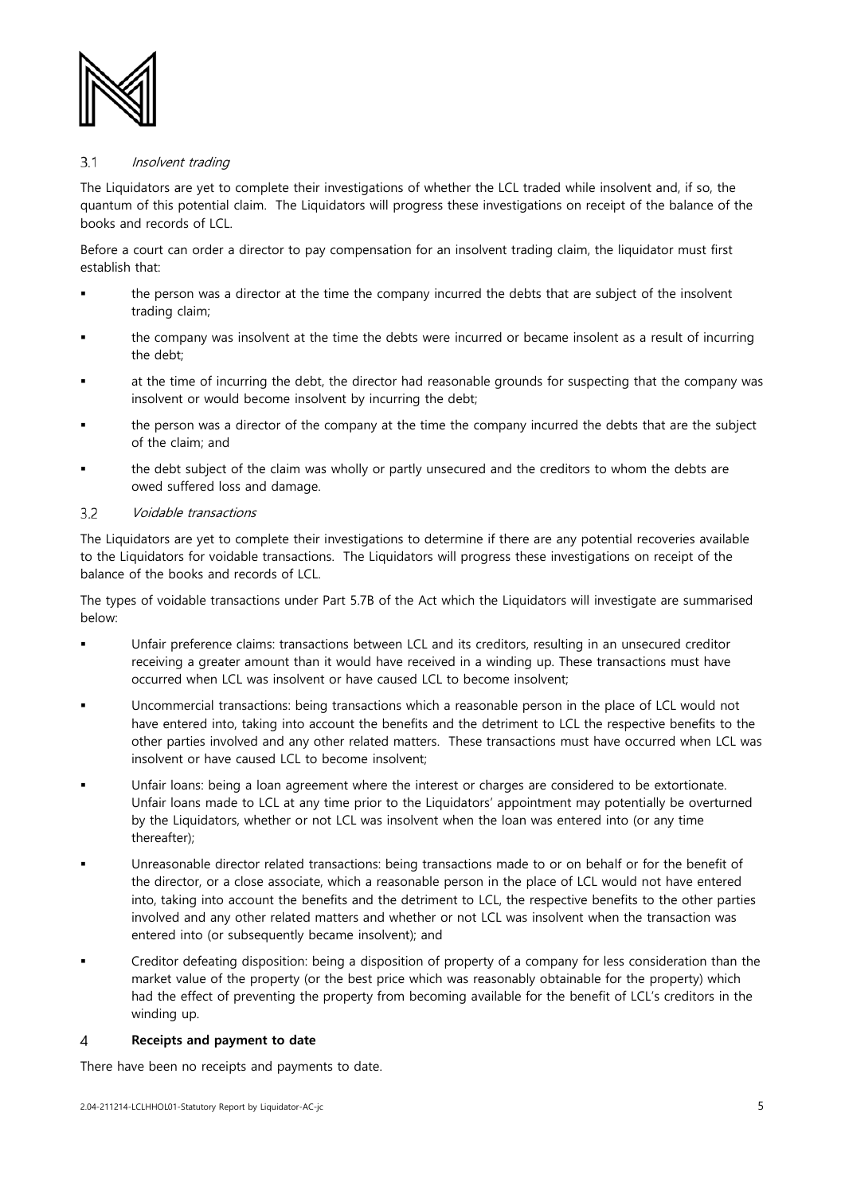### 3.1 *Insolvent trading*

The Liquidators are yet to complete their investigations of whether the LCL traded while insolvent and, if so, the quantum of this potential claim. The Liquidators will progress these investigations on receipt of the balance of the books and records of LCL.

Before a court can order a director to pay compensation for an insolvent trading claim, the liquidator must first establish that:

- the person was a director at the time the company incurred the debts that are subject of the insolvent trading claim;
- the company was insolvent at the time the debts were incurred or became insolent as a result of incurring the debt;
- at the time of incurring the debt, the director had reasonable grounds for suspecting that the company was insolvent or would become insolvent by incurring the debt;
- the person was a director of the company at the time the company incurred the debts that are the subject of the claim; and
- the debt subject of the claim was wholly or partly unsecured and the creditors to whom the debts are owed suffered loss and damage.

### 3.2 *Voidable transactions*

The Liquidators are yet to complete their investigations to determine if there are any potential recoveries available to the Liquidators for voidable transactions. The Liquidators will progress these investigations on receipt of the balance of the books and records of LCL.

The types of voidable transactions under Part 5.7B of the Act which the Liquidators will investigate are summarised below:

- Unfair preference claims: transactions between LCL and its creditors, resulting in an unsecured creditor receiving a greater amount than it would have received in a winding up. These transactions must have occurred when LCL was insolvent or have caused LCL to become insolvent;
- Uncommercial transactions: being transactions which a reasonable person in the place of LCL would not have entered into, taking into account the benefits and the detriment to LCL the respective benefits to the other parties involved and any other related matters. These transactions must have occurred when LCL was insolvent or have caused LCL to become insolvent;
- Unfair loans: being a loan agreement where the interest or charges are considered to be extortionate. Unfair loans made to LCL at any time prior to the Liquidators' appointment may potentially be overturned by the Liquidators, whether or not LCL was insolvent when the loan was entered into (or any time thereafter);
- Unreasonable director related transactions: being transactions made to or on behalf or for the benefit of the director, or a close associate, which a reasonable person in the place of LCL would not have entered into, taking into account the benefits and the detriment to LCL, the respective benefits to the other parties involved and any other related matters and whether or not LCL was insolvent when the transaction was entered into (or subsequently became insolvent); and
- Creditor defeating disposition: being a disposition of property of a company for less consideration than the market value of the property (or the best price which was reasonably obtainable for the property) which had the effect of preventing the property from becoming available for the benefit of LCL's creditors in the winding up.

## 4 **Receipts and payment to date**

There have been no receipts and payments to date.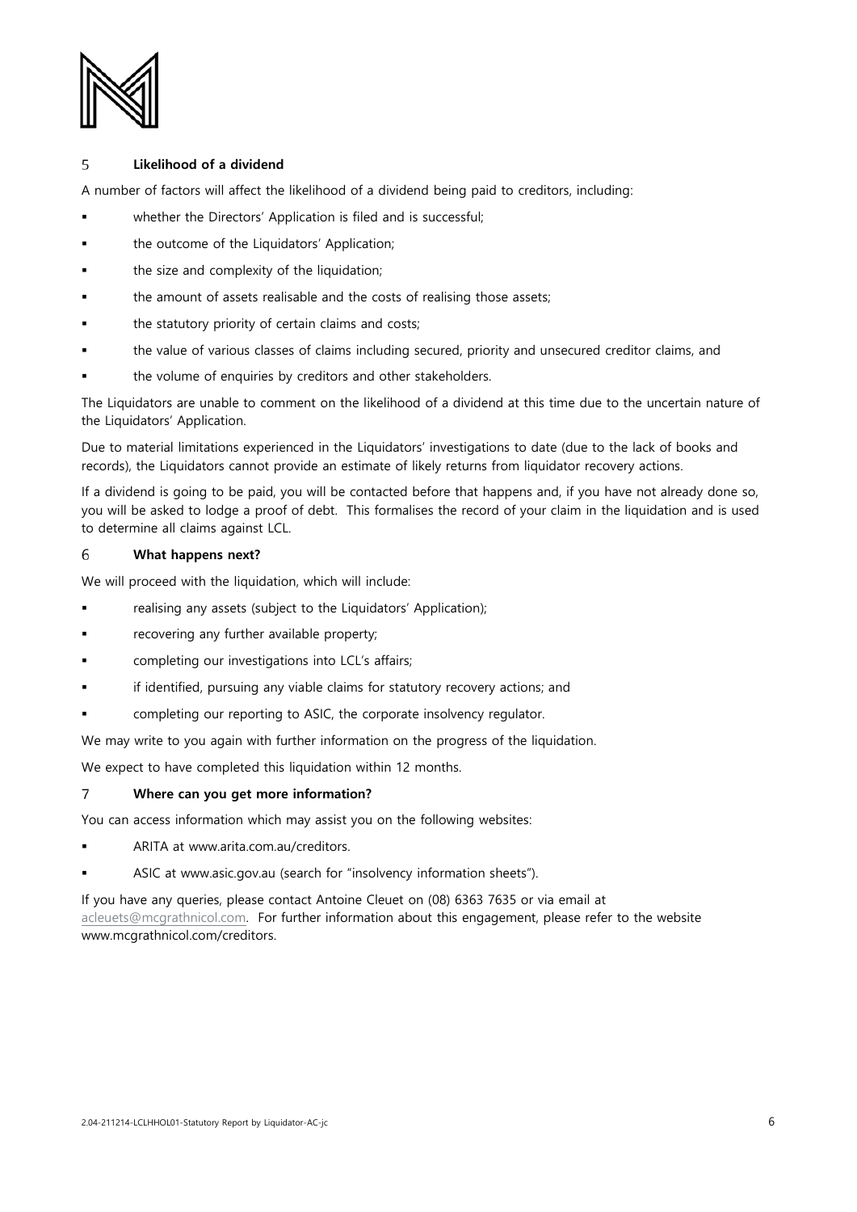## 5 Likelihood of a dividend

A number of factors will affect the likelihood of a dividend being paid to creditors, including:

- whether the Directors' Application is filed and is successful;
- the outcome of the Liquidators' Application;
- the size and complexity of the liquidation;
- the amount of assets realisable and the costs of realising those assets;
- the statutory priority of certain claims and costs;
- the value of various classes of claims including secured, priority and unsecured creditor claims, and
- the volume of enquiries by creditors and other stakeholders.

The Liquidators are unable to comment on the likelihood of a dividend at this time due to the uncertain nature of the Liquidators' Application.

Due to material limitations experienced in the Liquidators' investigations to date (due to the lack of books and records), the Liquidators cannot provide an estimate of likely returns from liquidator recovery actions.

If a dividend is going to be paid, you will be contacted before that happens and, if you have not already done so, you will be asked to lodge a proof of debt. This formalises the record of your claim in the liquidation and is used to determine all claims against LCL.

## 6 What happens next?

We will proceed with the liquidation, which will include:

- realising any assets (subject to the Liquidators' Application);
- recovering any further available property;
- completing our investigations into LCL's affairs;
- if identified, pursuing any viable claims for statutory recovery actions; and
- completing our reporting to ASIC, the corporate insolvency regulator.

We may write to you again with further information on the progress of the liquidation.

We expect to have completed this liquidation within 12 months.

## 7 Where can you get more information?

You can access information which may assist you on the following websites:

- ARITA at www.arita.com.au/creditors.
- ASIC at www.asic.gov.au (search for "insolvency information sheets").

If you have any queries, please contact Antoine Cleuet on (08) 6363 7635 or via email at acleuets@mcgrathnicol.com. For further information about this engagement, please refer to the website www.mcgrathnicol.com/creditors.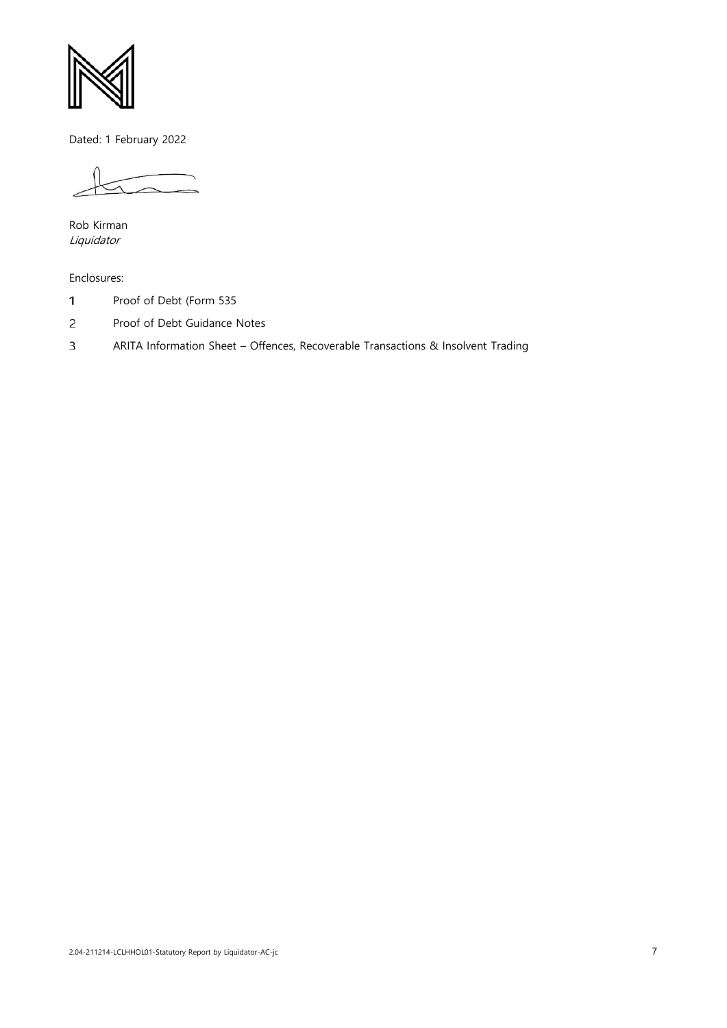Dated: 1 February 2022

Rob Kirman
*Liquidator*

Enclosures:

1. Proof of Debt (Form 535
2. Proof of Debt Guidance Notes
3. ARITA Information Sheet – Offences, Recoverable Transactions & Insolvent Trading